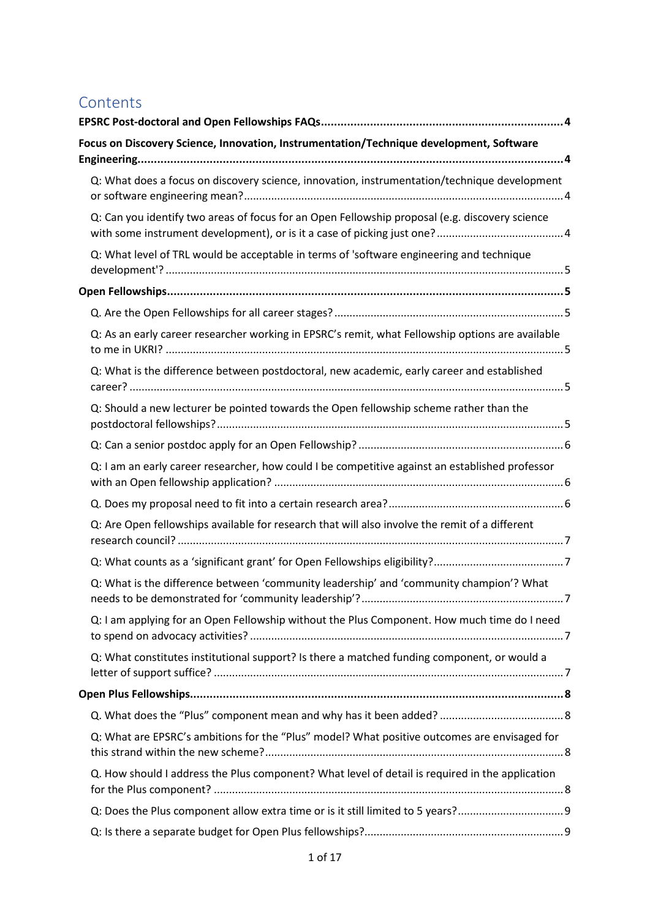# Contents

**EPSRC Post-doctoral and Open Fellowships FAQs** ........ 4

**Focus on Discovery Science, Innovation, Instrumentation/Technique development, Software Engineering** ........ 4

- Q: What does a focus on discovery science, innovation, instrumentation/technique development or software engineering mean? ........ 4
- Q: Can you identify two areas of focus for an Open Fellowship proposal (e.g. discovery science with some instrument development), or is it a case of picking just one? ........ 4
- Q: What level of TRL would be acceptable in terms of 'software engineering and technique development'? ........ 5

**Open Fellowships** ........ 5

- Q. Are the Open Fellowships for all career stages? ........ 5
- Q: As an early career researcher working in EPSRC's remit, what Fellowship options are available to me in UKRI? ........ 5
- Q: What is the difference between postdoctoral, new academic, early career and established career? ........ 5
- Q: Should a new lecturer be pointed towards the Open fellowship scheme rather than the postdoctoral fellowships? ........ 5
- Q: Can a senior postdoc apply for an Open Fellowship? ........ 6
- Q: I am an early career researcher, how could I be competitive against an established professor with an Open fellowship application? ........ 6
- Q. Does my proposal need to fit into a certain research area? ........ 6
- Q: Are Open fellowships available for research that will also involve the remit of a different research council? ........ 7
- Q: What counts as a 'significant grant' for Open Fellowships eligibility? ........ 7
- Q: What is the difference between 'community leadership' and 'community champion'? What needs to be demonstrated for 'community leadership'? ........ 7
- Q: I am applying for an Open Fellowship without the Plus Component. How much time do I need to spend on advocacy activities? ........ 7
- Q: What constitutes institutional support? Is there a matched funding component, or would a letter of support suffice? ........ 7

**Open Plus Fellowships** ........ 8

- Q. What does the "Plus" component mean and why has it been added? ........ 8
- Q: What are EPSRC's ambitions for the "Plus" model? What positive outcomes are envisaged for this strand within the new scheme? ........ 8
- Q. How should I address the Plus component? What level of detail is required in the application for the Plus component? ........ 8
- Q: Does the Plus component allow extra time or is it still limited to 5 years? ........ 9
- Q: Is there a separate budget for Open Plus fellowships? ........ 9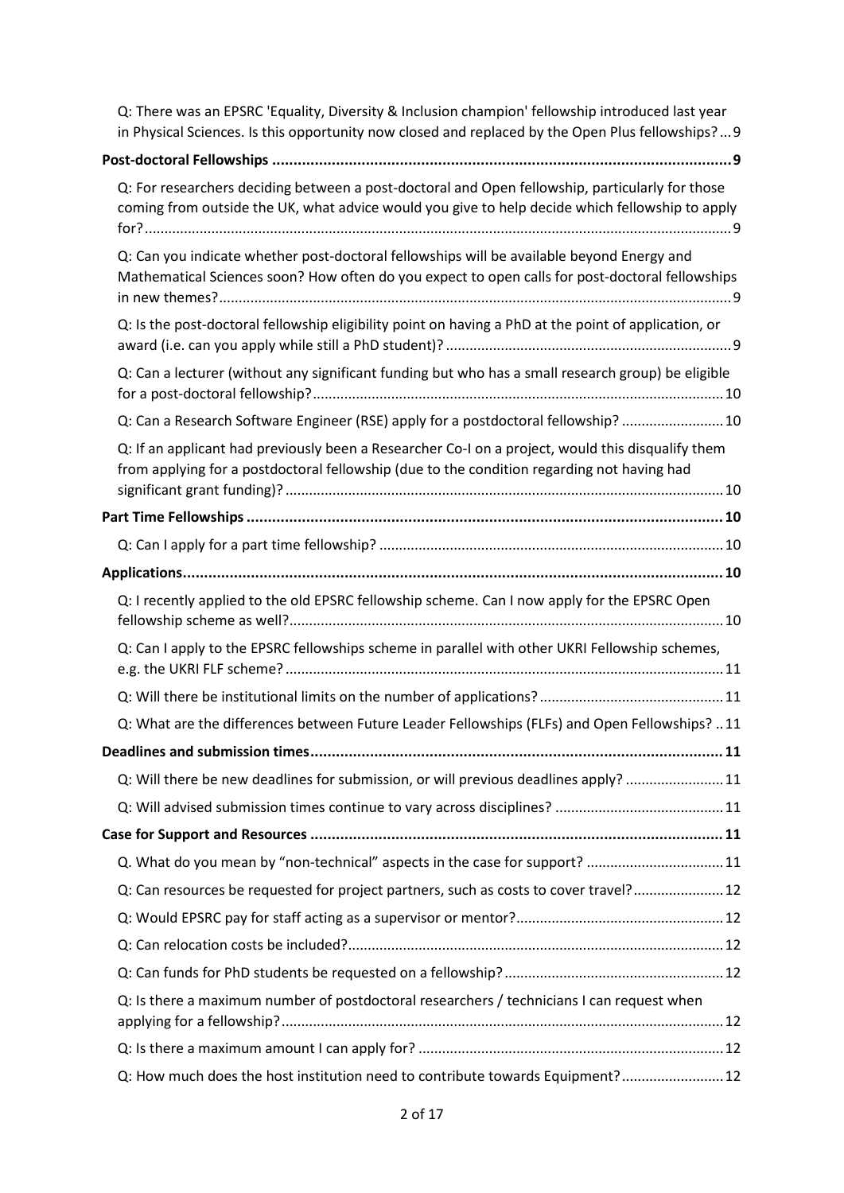Q: There was an EPSRC 'Equality, Diversity & Inclusion champion' fellowship introduced last year in Physical Sciences. Is this opportunity now closed and replaced by the Open Plus fellowships? ... 9

**Post-doctoral Fellowships** ... 9

Q: For researchers deciding between a post-doctoral and Open fellowship, particularly for those coming from outside the UK, what advice would you give to help decide which fellowship to apply for? ... 9

Q: Can you indicate whether post-doctoral fellowships will be available beyond Energy and Mathematical Sciences soon? How often do you expect to open calls for post-doctoral fellowships in new themes? ... 9

Q: Is the post-doctoral fellowship eligibility point on having a PhD at the point of application, or award (i.e. can you apply while still a PhD student)? ... 9

Q: Can a lecturer (without any significant funding but who has a small research group) be eligible for a post-doctoral fellowship? ... 10

Q: Can a Research Software Engineer (RSE) apply for a postdoctoral fellowship? ... 10

Q: If an applicant had previously been a Researcher Co-I on a project, would this disqualify them from applying for a postdoctoral fellowship (due to the condition regarding not having had significant grant funding)? ... 10

**Part Time Fellowships** ... 10

Q: Can I apply for a part time fellowship? ... 10

**Applications** ... 10

Q: I recently applied to the old EPSRC fellowship scheme. Can I now apply for the EPSRC Open fellowship scheme as well? ... 10

Q: Can I apply to the EPSRC fellowships scheme in parallel with other UKRI Fellowship schemes, e.g. the UKRI FLF scheme? ... 11

Q: Will there be institutional limits on the number of applications? ... 11

Q: What are the differences between Future Leader Fellowships (FLFs) and Open Fellowships? ... 11

**Deadlines and submission times** ... 11

Q: Will there be new deadlines for submission, or will previous deadlines apply? ... 11

Q: Will advised submission times continue to vary across disciplines? ... 11

**Case for Support and Resources** ... 11

Q. What do you mean by "non-technical" aspects in the case for support? ... 11

Q: Can resources be requested for project partners, such as costs to cover travel? ... 12

Q: Would EPSRC pay for staff acting as a supervisor or mentor? ... 12

Q: Can relocation costs be included? ... 12

Q: Can funds for PhD students be requested on a fellowship? ... 12

Q: Is there a maximum number of postdoctoral researchers / technicians I can request when applying for a fellowship? ... 12

Q: Is there a maximum amount I can apply for? ... 12

Q: How much does the host institution need to contribute towards Equipment? ... 12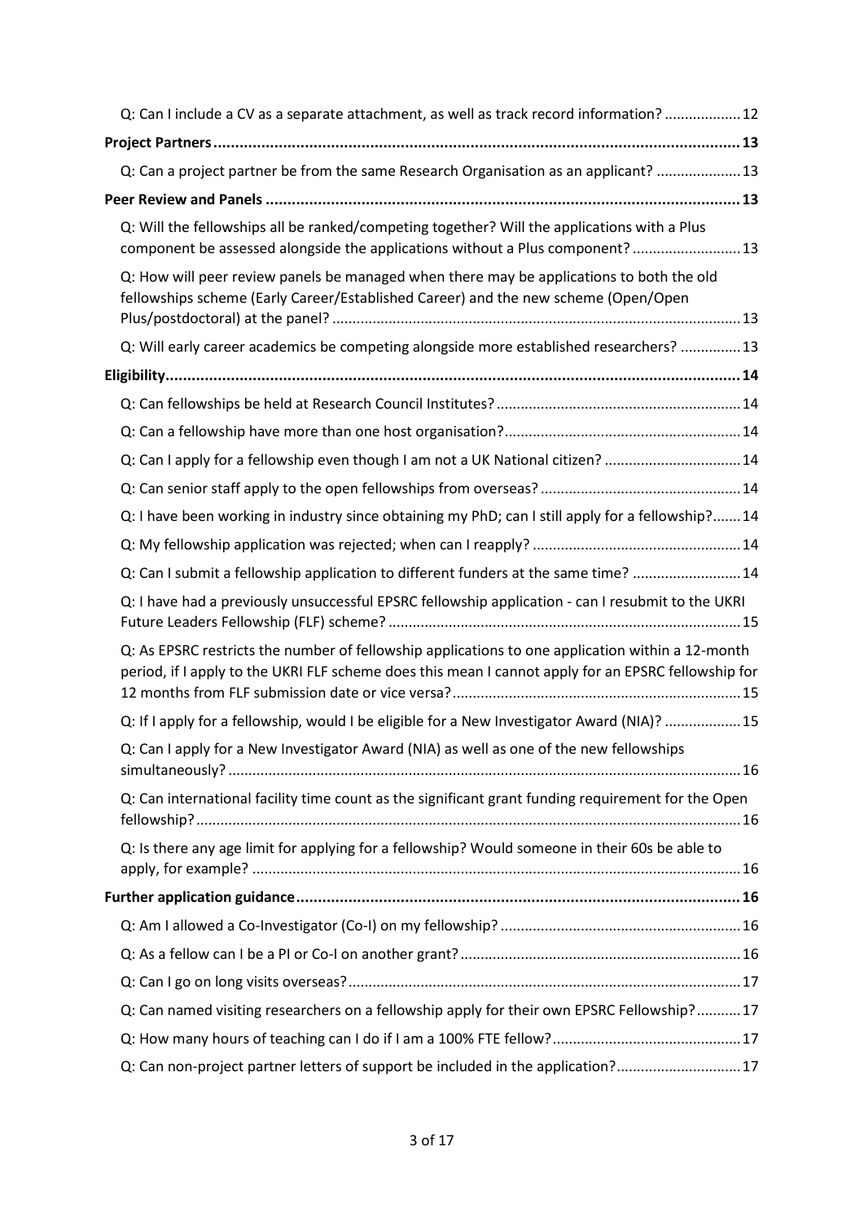Q: Can I include a CV as a separate attachment, as well as track record information? .................. 12

**Project Partners** .......................................................................................................................... **13**

Q: Can a project partner be from the same Research Organisation as an applicant? .................... 13

**Peer Review and Panels** ............................................................................................................. **13**

Q: Will the fellowships all be ranked/competing together? Will the applications with a Plus component be assessed alongside the applications without a Plus component? .......................... 13

Q: How will peer review panels be managed when there may be applications to both the old fellowships scheme (Early Career/Established Career) and the new scheme (Open/Open Plus/postdoctoral) at the panel? .................................................................................................... 13

Q: Will early career academics be competing alongside more established researchers? .............. 13

**Eligibility** ..................................................................................................................................... **14**

Q: Can fellowships be held at Research Council Institutes? ............................................................ 14

Q: Can a fellowship have more than one host organisation? .......................................................... 14

Q: Can I apply for a fellowship even though I am not a UK National citizen? ................................. 14

Q: Can senior staff apply to the open fellowships from overseas? ................................................. 14

Q: I have been working in industry since obtaining my PhD; can I still apply for a fellowship? ....... 14

Q: My fellowship application was rejected; when can I reapply? ................................................... 14

Q: Can I submit a fellowship application to different funders at the same time? .......................... 14

Q: I have had a previously unsuccessful EPSRC fellowship application - can I resubmit to the UKRI Future Leaders Fellowship (FLF) scheme? ...................................................................................... 15

Q: As EPSRC restricts the number of fellowship applications to one application within a 12-month period, if I apply to the UKRI FLF scheme does this mean I cannot apply for an EPSRC fellowship for 12 months from FLF submission date or vice versa? ....................................................................... 15

Q: If I apply for a fellowship, would I be eligible for a New Investigator Award (NIA)? ................... 15

Q: Can I apply for a New Investigator Award (NIA) as well as one of the new fellowships simultaneously? .............................................................................................................................. 16

Q: Can international facility time count as the significant grant funding requirement for the Open fellowship? ...................................................................................................................................... 16

Q: Is there any age limit for applying for a fellowship? Would someone in their 60s be able to apply, for example? ......................................................................................................................... 16

**Further application guidance** ..................................................................................................... **16**

Q: Am I allowed a Co-Investigator (Co-I) on my fellowship? ........................................................... 16

Q: As a fellow can I be a PI or Co-I on another grant? ..................................................................... 16

Q: Can I go on long visits overseas? ................................................................................................. 17

Q: Can named visiting researchers on a fellowship apply for their own EPSRC Fellowship? ........... 17

Q: How many hours of teaching can I do if I am a 100% FTE fellow? .............................................. 17

Q: Can non-project partner letters of support be included in the application? .............................. 17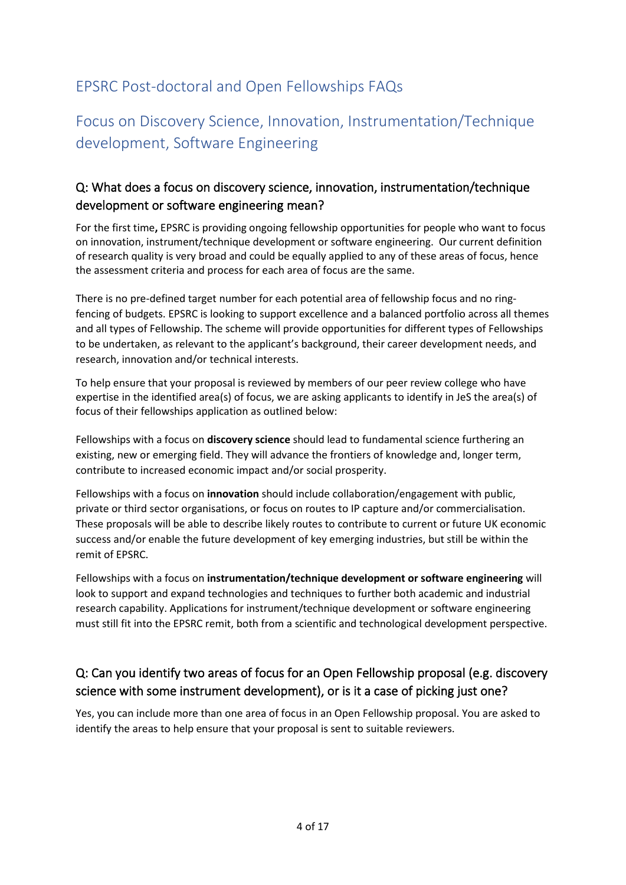# EPSRC Post-doctoral and Open Fellowships FAQs

## Focus on Discovery Science, Innovation, Instrumentation/Technique development, Software Engineering

### Q: What does a focus on discovery science, innovation, instrumentation/technique development or software engineering mean?

For the first time**,** EPSRC is providing ongoing fellowship opportunities for people who want to focus on innovation, instrument/technique development or software engineering. Our current definition of research quality is very broad and could be equally applied to any of these areas of focus, hence the assessment criteria and process for each area of focus are the same.

There is no pre-defined target number for each potential area of fellowship focus and no ring-fencing of budgets. EPSRC is looking to support excellence and a balanced portfolio across all themes and all types of Fellowship. The scheme will provide opportunities for different types of Fellowships to be undertaken, as relevant to the applicant's background, their career development needs, and research, innovation and/or technical interests.

To help ensure that your proposal is reviewed by members of our peer review college who have expertise in the identified area(s) of focus, we are asking applicants to identify in JeS the area(s) of focus of their fellowships application as outlined below:

Fellowships with a focus on **discovery science** should lead to fundamental science furthering an existing, new or emerging field. They will advance the frontiers of knowledge and, longer term, contribute to increased economic impact and/or social prosperity.

Fellowships with a focus on **innovation** should include collaboration/engagement with public, private or third sector organisations, or focus on routes to IP capture and/or commercialisation. These proposals will be able to describe likely routes to contribute to current or future UK economic success and/or enable the future development of key emerging industries, but still be within the remit of EPSRC.

Fellowships with a focus on **instrumentation/technique development or software engineering** will look to support and expand technologies and techniques to further both academic and industrial research capability. Applications for instrument/technique development or software engineering must still fit into the EPSRC remit, both from a scientific and technological development perspective.

### Q: Can you identify two areas of focus for an Open Fellowship proposal (e.g. discovery science with some instrument development), or is it a case of picking just one?

Yes, you can include more than one area of focus in an Open Fellowship proposal. You are asked to identify the areas to help ensure that your proposal is sent to suitable reviewers.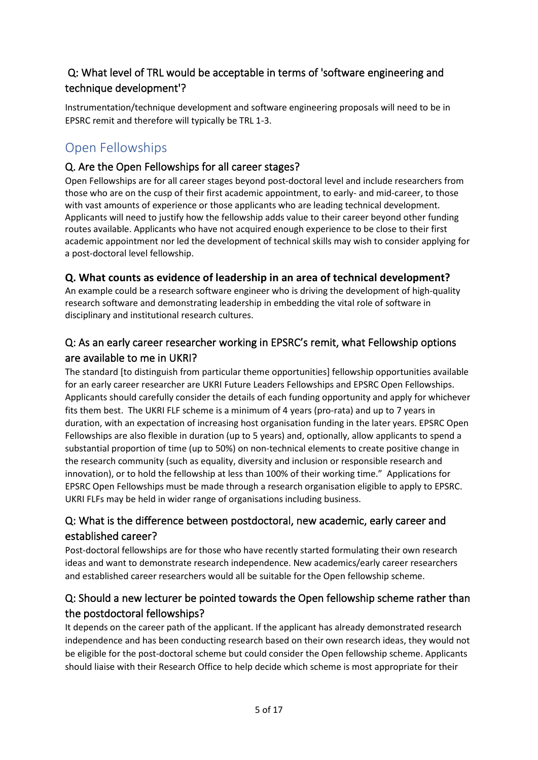### Q: What level of TRL would be acceptable in terms of 'software engineering and technique development'?

Instrumentation/technique development and software engineering proposals will need to be in EPSRC remit and therefore will typically be TRL 1-3.

## Open Fellowships

### Q. Are the Open Fellowships for all career stages?

Open Fellowships are for all career stages beyond post-doctoral level and include researchers from those who are on the cusp of their first academic appointment, to early- and mid-career, to those with vast amounts of experience or those applicants who are leading technical development. Applicants will need to justify how the fellowship adds value to their career beyond other funding routes available. Applicants who have not acquired enough experience to be close to their first academic appointment nor led the development of technical skills may wish to consider applying for a post-doctoral level fellowship.

### **Q. What counts as evidence of leadership in an area of technical development?**

An example could be a research software engineer who is driving the development of high-quality research software and demonstrating leadership in embedding the vital role of software in disciplinary and institutional research cultures.

### Q: As an early career researcher working in EPSRC's remit, what Fellowship options are available to me in UKRI?

The standard [to distinguish from particular theme opportunities] fellowship opportunities available for an early career researcher are UKRI Future Leaders Fellowships and EPSRC Open Fellowships. Applicants should carefully consider the details of each funding opportunity and apply for whichever fits them best. The UKRI FLF scheme is a minimum of 4 years (pro-rata) and up to 7 years in duration, with an expectation of increasing host organisation funding in the later years. EPSRC Open Fellowships are also flexible in duration (up to 5 years) and, optionally, allow applicants to spend a substantial proportion of time (up to 50%) on non-technical elements to create positive change in the research community (such as equality, diversity and inclusion or responsible research and innovation), or to hold the fellowship at less than 100% of their working time." Applications for EPSRC Open Fellowships must be made through a research organisation eligible to apply to EPSRC. UKRI FLFs may be held in wider range of organisations including business.

### Q: What is the difference between postdoctoral, new academic, early career and established career?

Post-doctoral fellowships are for those who have recently started formulating their own research ideas and want to demonstrate research independence. New academics/early career researchers and established career researchers would all be suitable for the Open fellowship scheme.

### Q: Should a new lecturer be pointed towards the Open fellowship scheme rather than the postdoctoral fellowships?

It depends on the career path of the applicant. If the applicant has already demonstrated research independence and has been conducting research based on their own research ideas, they would not be eligible for the post-doctoral scheme but could consider the Open fellowship scheme. Applicants should liaise with their Research Office to help decide which scheme is most appropriate for their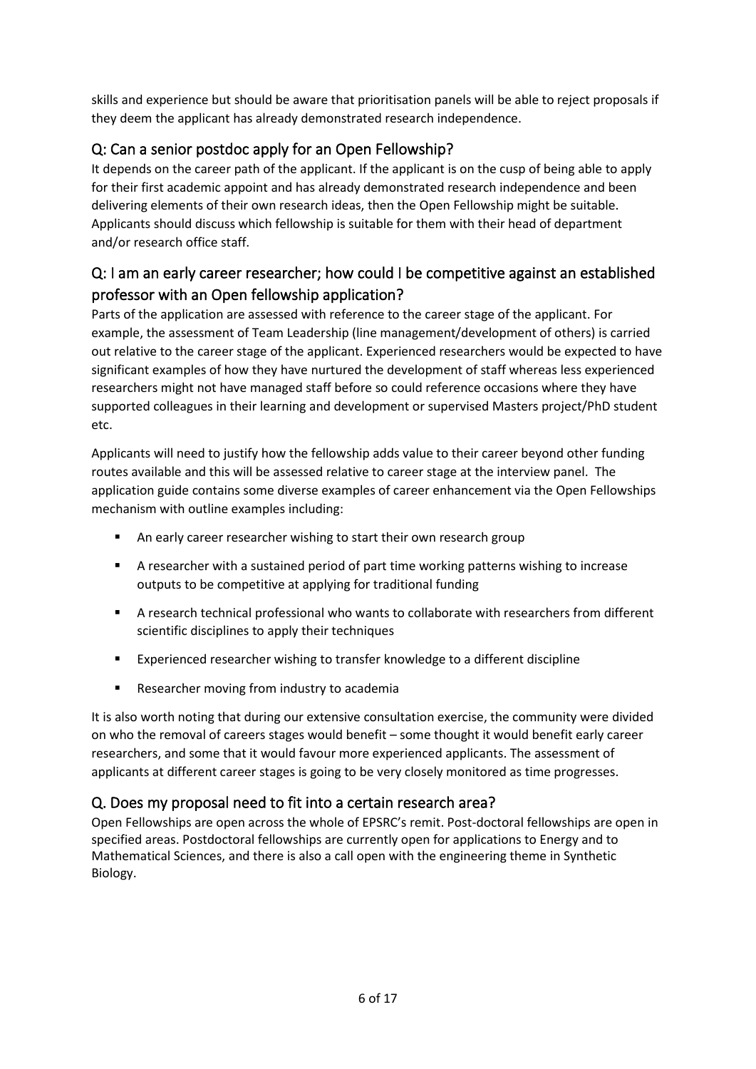skills and experience but should be aware that prioritisation panels will be able to reject proposals if they deem the applicant has already demonstrated research independence.

## Q: Can a senior postdoc apply for an Open Fellowship?

It depends on the career path of the applicant. If the applicant is on the cusp of being able to apply for their first academic appoint and has already demonstrated research independence and been delivering elements of their own research ideas, then the Open Fellowship might be suitable. Applicants should discuss which fellowship is suitable for them with their head of department and/or research office staff.

## Q: I am an early career researcher; how could I be competitive against an established professor with an Open fellowship application?

Parts of the application are assessed with reference to the career stage of the applicant. For example, the assessment of Team Leadership (line management/development of others) is carried out relative to the career stage of the applicant. Experienced researchers would be expected to have significant examples of how they have nurtured the development of staff whereas less experienced researchers might not have managed staff before so could reference occasions where they have supported colleagues in their learning and development or supervised Masters project/PhD student etc.

Applicants will need to justify how the fellowship adds value to their career beyond other funding routes available and this will be assessed relative to career stage at the interview panel. The application guide contains some diverse examples of career enhancement via the Open Fellowships mechanism with outline examples including:

- An early career researcher wishing to start their own research group
- A researcher with a sustained period of part time working patterns wishing to increase outputs to be competitive at applying for traditional funding
- A research technical professional who wants to collaborate with researchers from different scientific disciplines to apply their techniques
- Experienced researcher wishing to transfer knowledge to a different discipline
- Researcher moving from industry to academia

It is also worth noting that during our extensive consultation exercise, the community were divided on who the removal of careers stages would benefit – some thought it would benefit early career researchers, and some that it would favour more experienced applicants. The assessment of applicants at different career stages is going to be very closely monitored as time progresses.

## Q. Does my proposal need to fit into a certain research area?

Open Fellowships are open across the whole of EPSRC's remit. Post-doctoral fellowships are open in specified areas. Postdoctoral fellowships are currently open for applications to Energy and to Mathematical Sciences, and there is also a call open with the engineering theme in Synthetic Biology.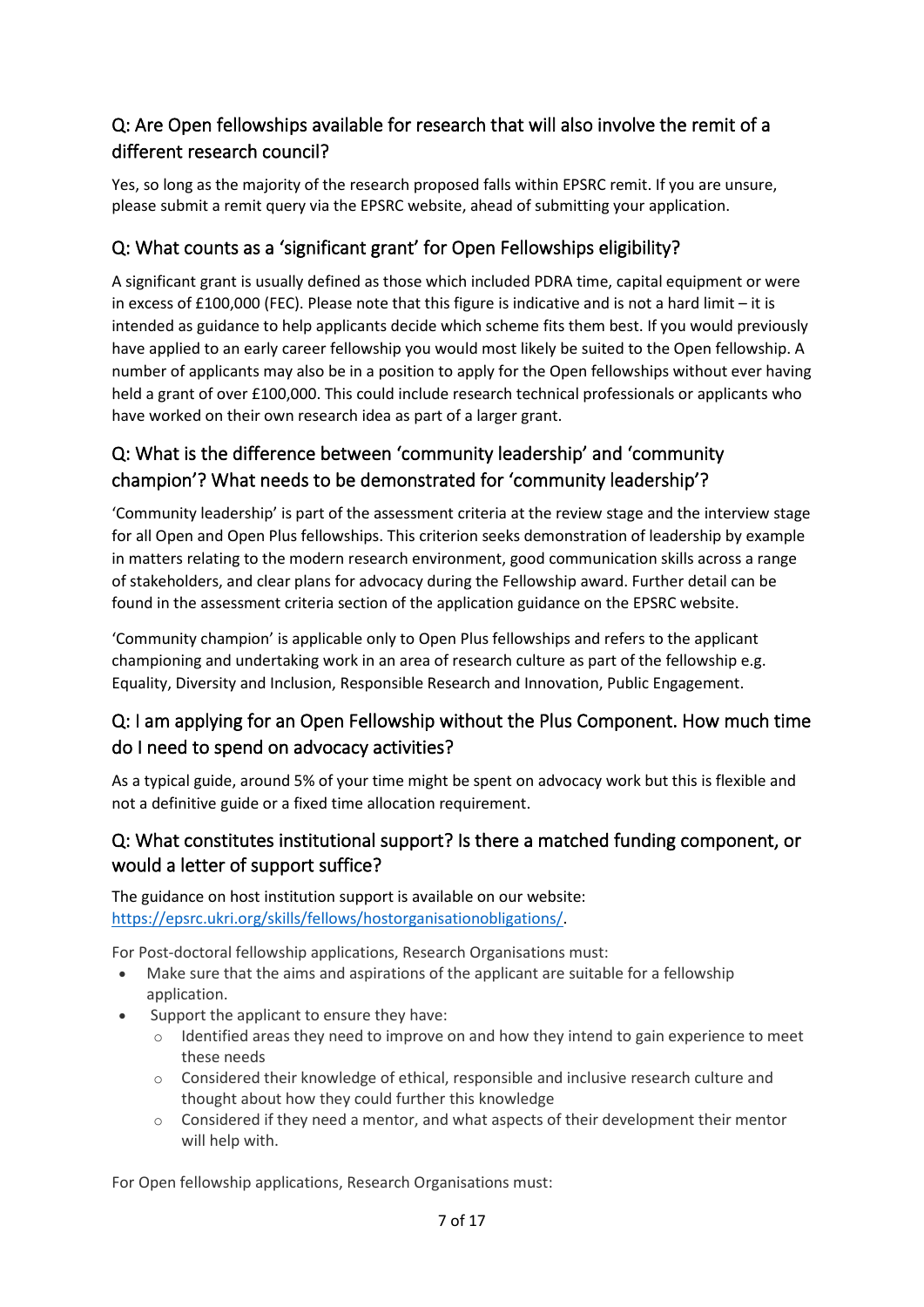## Q: Are Open fellowships available for research that will also involve the remit of a different research council?

Yes, so long as the majority of the research proposed falls within EPSRC remit. If you are unsure, please submit a remit query via the EPSRC website, ahead of submitting your application.

## Q: What counts as a 'significant grant' for Open Fellowships eligibility?

A significant grant is usually defined as those which included PDRA time, capital equipment or were in excess of £100,000 (FEC). Please note that this figure is indicative and is not a hard limit – it is intended as guidance to help applicants decide which scheme fits them best. If you would previously have applied to an early career fellowship you would most likely be suited to the Open fellowship. A number of applicants may also be in a position to apply for the Open fellowships without ever having held a grant of over £100,000. This could include research technical professionals or applicants who have worked on their own research idea as part of a larger grant.

## Q: What is the difference between 'community leadership' and 'community champion'? What needs to be demonstrated for 'community leadership'?

'Community leadership' is part of the assessment criteria at the review stage and the interview stage for all Open and Open Plus fellowships. This criterion seeks demonstration of leadership by example in matters relating to the modern research environment, good communication skills across a range of stakeholders, and clear plans for advocacy during the Fellowship award. Further detail can be found in the assessment criteria section of the application guidance on the EPSRC website.

'Community champion' is applicable only to Open Plus fellowships and refers to the applicant championing and undertaking work in an area of research culture as part of the fellowship e.g. Equality, Diversity and Inclusion, Responsible Research and Innovation, Public Engagement.

## Q: I am applying for an Open Fellowship without the Plus Component. How much time do I need to spend on advocacy activities?

As a typical guide, around 5% of your time might be spent on advocacy work but this is flexible and not a definitive guide or a fixed time allocation requirement.

## Q: What constitutes institutional support? Is there a matched funding component, or would a letter of support suffice?

The guidance on host institution support is available on our website: [https://epsrc.ukri.org/skills/fellows/hostorganisationobligations/](https://epsrc.ukri.org/skills/fellows/hostorganisationobligations/).

For Post-doctoral fellowship applications, Research Organisations must:

- Make sure that the aims and aspirations of the applicant are suitable for a fellowship application.
- Support the applicant to ensure they have:
  - Identified areas they need to improve on and how they intend to gain experience to meet these needs
  - Considered their knowledge of ethical, responsible and inclusive research culture and thought about how they could further this knowledge
  - Considered if they need a mentor, and what aspects of their development their mentor will help with.

For Open fellowship applications, Research Organisations must: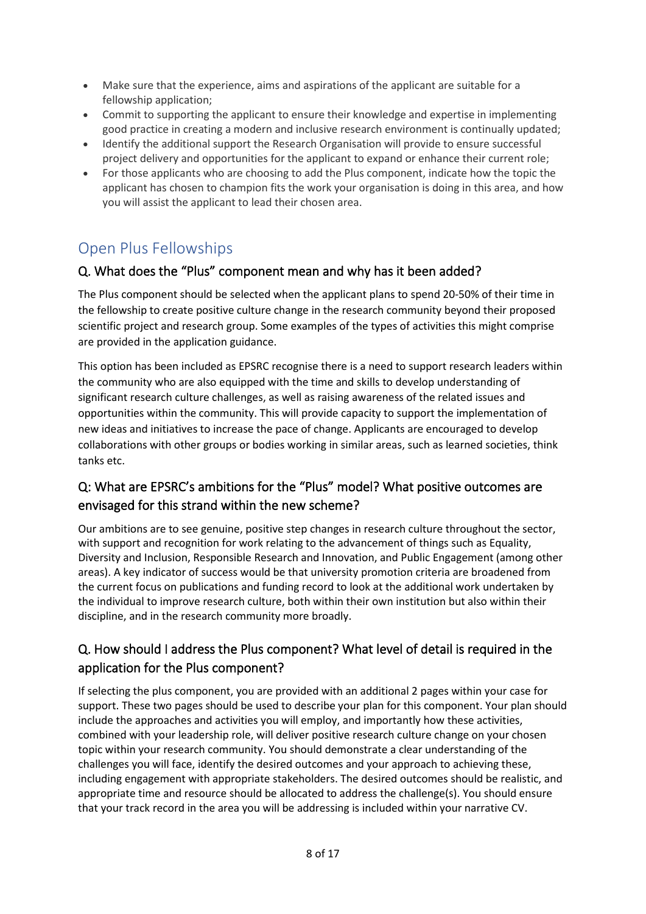- Make sure that the experience, aims and aspirations of the applicant are suitable for a fellowship application;
- Commit to supporting the applicant to ensure their knowledge and expertise in implementing good practice in creating a modern and inclusive research environment is continually updated;
- Identify the additional support the Research Organisation will provide to ensure successful project delivery and opportunities for the applicant to expand or enhance their current role;
- For those applicants who are choosing to add the Plus component, indicate how the topic the applicant has chosen to champion fits the work your organisation is doing in this area, and how you will assist the applicant to lead their chosen area.

## Open Plus Fellowships

### Q. What does the "Plus" component mean and why has it been added?

The Plus component should be selected when the applicant plans to spend 20-50% of their time in the fellowship to create positive culture change in the research community beyond their proposed scientific project and research group. Some examples of the types of activities this might comprise are provided in the application guidance.

This option has been included as EPSRC recognise there is a need to support research leaders within the community who are also equipped with the time and skills to develop understanding of significant research culture challenges, as well as raising awareness of the related issues and opportunities within the community. This will provide capacity to support the implementation of new ideas and initiatives to increase the pace of change. Applicants are encouraged to develop collaborations with other groups or bodies working in similar areas, such as learned societies, think tanks etc.

### Q: What are EPSRC's ambitions for the "Plus" model? What positive outcomes are envisaged for this strand within the new scheme?

Our ambitions are to see genuine, positive step changes in research culture throughout the sector, with support and recognition for work relating to the advancement of things such as Equality, Diversity and Inclusion, Responsible Research and Innovation, and Public Engagement (among other areas). A key indicator of success would be that university promotion criteria are broadened from the current focus on publications and funding record to look at the additional work undertaken by the individual to improve research culture, both within their own institution but also within their discipline, and in the research community more broadly.

### Q. How should I address the Plus component? What level of detail is required in the application for the Plus component?

If selecting the plus component, you are provided with an additional 2 pages within your case for support. These two pages should be used to describe your plan for this component. Your plan should include the approaches and activities you will employ, and importantly how these activities, combined with your leadership role, will deliver positive research culture change on your chosen topic within your research community. You should demonstrate a clear understanding of the challenges you will face, identify the desired outcomes and your approach to achieving these, including engagement with appropriate stakeholders. The desired outcomes should be realistic, and appropriate time and resource should be allocated to address the challenge(s). You should ensure that your track record in the area you will be addressing is included within your narrative CV.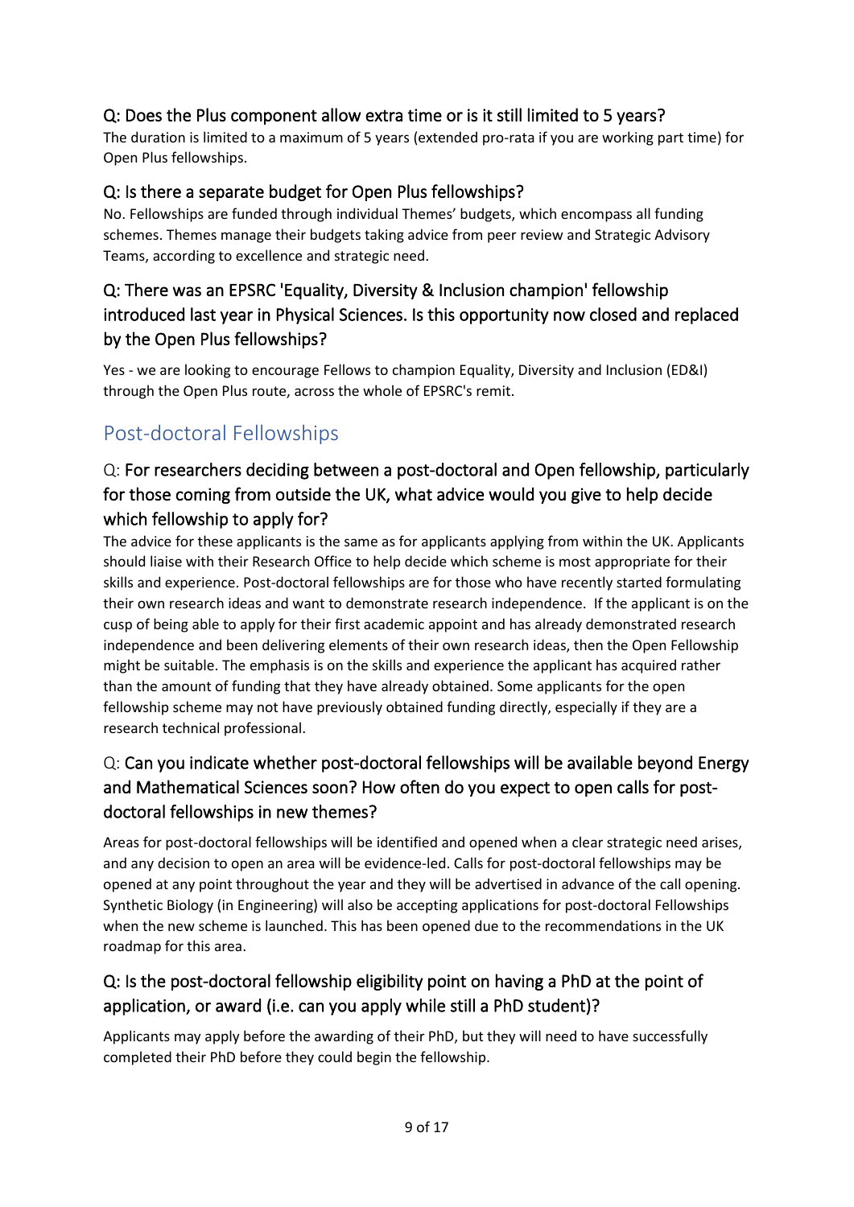### Q: Does the Plus component allow extra time or is it still limited to 5 years?

The duration is limited to a maximum of 5 years (extended pro-rata if you are working part time) for Open Plus fellowships.

### Q: Is there a separate budget for Open Plus fellowships?

No. Fellowships are funded through individual Themes' budgets, which encompass all funding schemes. Themes manage their budgets taking advice from peer review and Strategic Advisory Teams, according to excellence and strategic need.

### Q: There was an EPSRC 'Equality, Diversity & Inclusion champion' fellowship introduced last year in Physical Sciences. Is this opportunity now closed and replaced by the Open Plus fellowships?

Yes - we are looking to encourage Fellows to champion Equality, Diversity and Inclusion (ED&I) through the Open Plus route, across the whole of EPSRC's remit.

## Post-doctoral Fellowships

### Q: For researchers deciding between a post-doctoral and Open fellowship, particularly for those coming from outside the UK, what advice would you give to help decide which fellowship to apply for?

The advice for these applicants is the same as for applicants applying from within the UK. Applicants should liaise with their Research Office to help decide which scheme is most appropriate for their skills and experience. Post-doctoral fellowships are for those who have recently started formulating their own research ideas and want to demonstrate research independence. If the applicant is on the cusp of being able to apply for their first academic appoint and has already demonstrated research independence and been delivering elements of their own research ideas, then the Open Fellowship might be suitable. The emphasis is on the skills and experience the applicant has acquired rather than the amount of funding that they have already obtained. Some applicants for the open fellowship scheme may not have previously obtained funding directly, especially if they are a research technical professional.

### Q: Can you indicate whether post-doctoral fellowships will be available beyond Energy and Mathematical Sciences soon? How often do you expect to open calls for post-doctoral fellowships in new themes?

Areas for post-doctoral fellowships will be identified and opened when a clear strategic need arises, and any decision to open an area will be evidence-led. Calls for post-doctoral fellowships may be opened at any point throughout the year and they will be advertised in advance of the call opening. Synthetic Biology (in Engineering) will also be accepting applications for post-doctoral Fellowships when the new scheme is launched. This has been opened due to the recommendations in the UK roadmap for this area.

### Q: Is the post-doctoral fellowship eligibility point on having a PhD at the point of application, or award (i.e. can you apply while still a PhD student)?

Applicants may apply before the awarding of their PhD, but they will need to have successfully completed their PhD before they could begin the fellowship.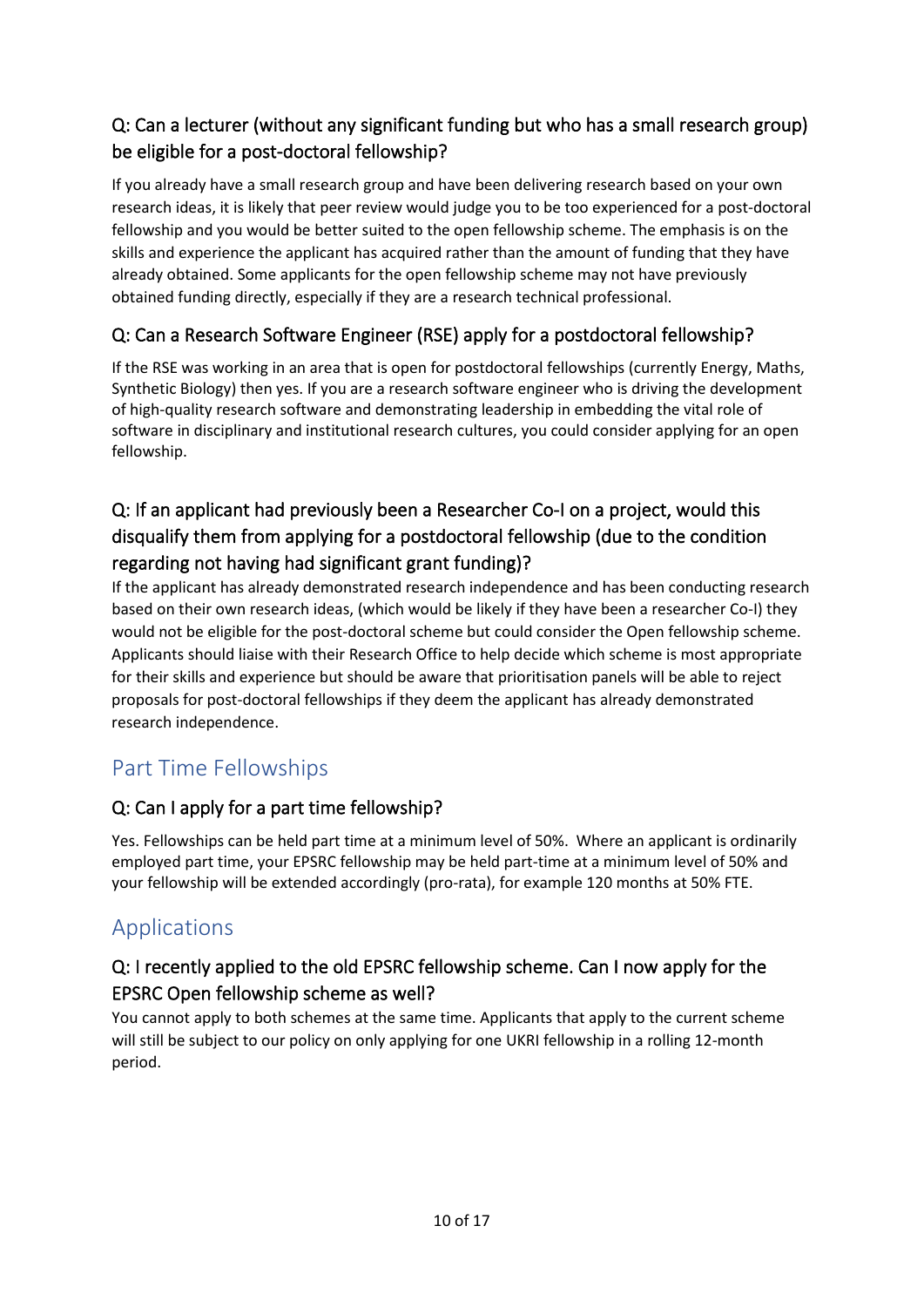### Q: Can a lecturer (without any significant funding but who has a small research group) be eligible for a post-doctoral fellowship?

If you already have a small research group and have been delivering research based on your own research ideas, it is likely that peer review would judge you to be too experienced for a post-doctoral fellowship and you would be better suited to the open fellowship scheme. The emphasis is on the skills and experience the applicant has acquired rather than the amount of funding that they have already obtained. Some applicants for the open fellowship scheme may not have previously obtained funding directly, especially if they are a research technical professional.

### Q: Can a Research Software Engineer (RSE) apply for a postdoctoral fellowship?

If the RSE was working in an area that is open for postdoctoral fellowships (currently Energy, Maths, Synthetic Biology) then yes. If you are a research software engineer who is driving the development of high-quality research software and demonstrating leadership in embedding the vital role of software in disciplinary and institutional research cultures, you could consider applying for an open fellowship.

### Q: If an applicant had previously been a Researcher Co-I on a project, would this disqualify them from applying for a postdoctoral fellowship (due to the condition regarding not having had significant grant funding)?

If the applicant has already demonstrated research independence and has been conducting research based on their own research ideas, (which would be likely if they have been a researcher Co-I) they would not be eligible for the post-doctoral scheme but could consider the Open fellowship scheme. Applicants should liaise with their Research Office to help decide which scheme is most appropriate for their skills and experience but should be aware that prioritisation panels will be able to reject proposals for post-doctoral fellowships if they deem the applicant has already demonstrated research independence.

## Part Time Fellowships

### Q: Can I apply for a part time fellowship?

Yes. Fellowships can be held part time at a minimum level of 50%. Where an applicant is ordinarily employed part time, your EPSRC fellowship may be held part-time at a minimum level of 50% and your fellowship will be extended accordingly (pro-rata), for example 120 months at 50% FTE.

## Applications

### Q: I recently applied to the old EPSRC fellowship scheme. Can I now apply for the EPSRC Open fellowship scheme as well?

You cannot apply to both schemes at the same time. Applicants that apply to the current scheme will still be subject to our policy on only applying for one UKRI fellowship in a rolling 12-month period.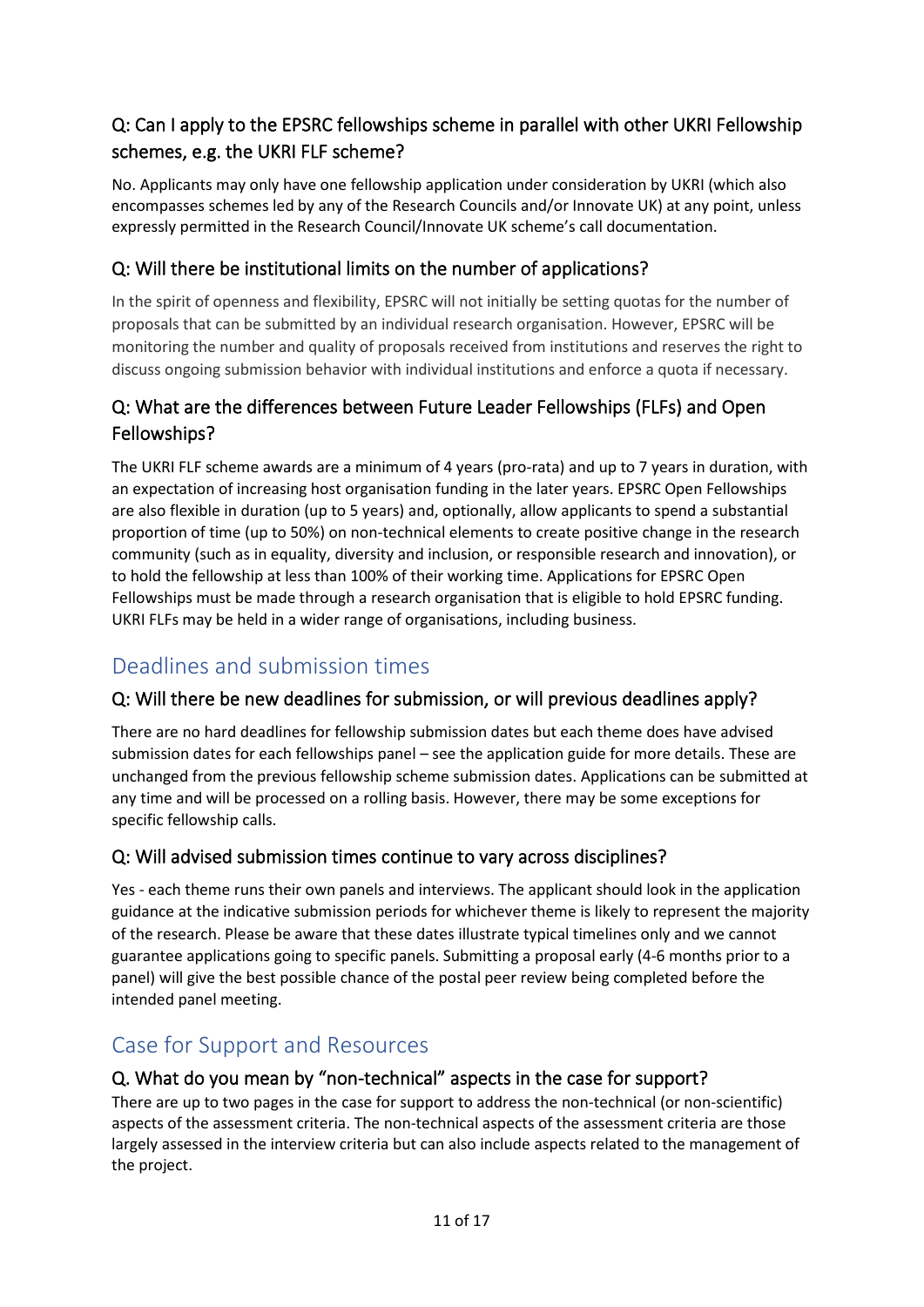### Q: Can I apply to the EPSRC fellowships scheme in parallel with other UKRI Fellowship schemes, e.g. the UKRI FLF scheme?

No. Applicants may only have one fellowship application under consideration by UKRI (which also encompasses schemes led by any of the Research Councils and/or Innovate UK) at any point, unless expressly permitted in the Research Council/Innovate UK scheme's call documentation.

### Q: Will there be institutional limits on the number of applications?

In the spirit of openness and flexibility, EPSRC will not initially be setting quotas for the number of proposals that can be submitted by an individual research organisation. However, EPSRC will be monitoring the number and quality of proposals received from institutions and reserves the right to discuss ongoing submission behavior with individual institutions and enforce a quota if necessary.

### Q: What are the differences between Future Leader Fellowships (FLFs) and Open Fellowships?

The UKRI FLF scheme awards are a minimum of 4 years (pro-rata) and up to 7 years in duration, with an expectation of increasing host organisation funding in the later years. EPSRC Open Fellowships are also flexible in duration (up to 5 years) and, optionally, allow applicants to spend a substantial proportion of time (up to 50%) on non-technical elements to create positive change in the research community (such as in equality, diversity and inclusion, or responsible research and innovation), or to hold the fellowship at less than 100% of their working time. Applications for EPSRC Open Fellowships must be made through a research organisation that is eligible to hold EPSRC funding. UKRI FLFs may be held in a wider range of organisations, including business.

## Deadlines and submission times

### Q: Will there be new deadlines for submission, or will previous deadlines apply?

There are no hard deadlines for fellowship submission dates but each theme does have advised submission dates for each fellowships panel – see the application guide for more details. These are unchanged from the previous fellowship scheme submission dates. Applications can be submitted at any time and will be processed on a rolling basis. However, there may be some exceptions for specific fellowship calls.

### Q: Will advised submission times continue to vary across disciplines?

Yes - each theme runs their own panels and interviews. The applicant should look in the application guidance at the indicative submission periods for whichever theme is likely to represent the majority of the research. Please be aware that these dates illustrate typical timelines only and we cannot guarantee applications going to specific panels. Submitting a proposal early (4-6 months prior to a panel) will give the best possible chance of the postal peer review being completed before the intended panel meeting.

## Case for Support and Resources

### Q. What do you mean by "non-technical" aspects in the case for support?

There are up to two pages in the case for support to address the non-technical (or non-scientific) aspects of the assessment criteria. The non-technical aspects of the assessment criteria are those largely assessed in the interview criteria but can also include aspects related to the management of the project.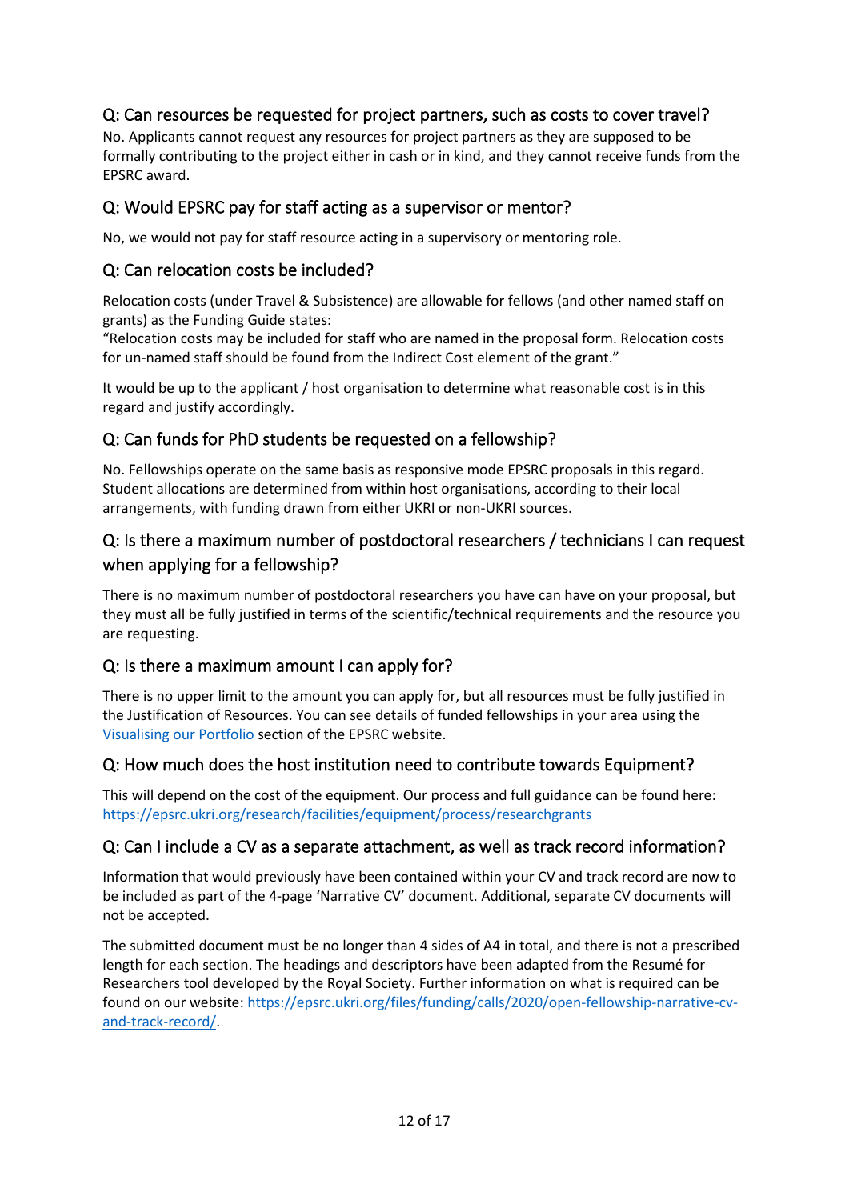## Q: Can resources be requested for project partners, such as costs to cover travel?

No. Applicants cannot request any resources for project partners as they are supposed to be formally contributing to the project either in cash or in kind, and they cannot receive funds from the EPSRC award.

## Q: Would EPSRC pay for staff acting as a supervisor or mentor?

No, we would not pay for staff resource acting in a supervisory or mentoring role.

## Q: Can relocation costs be included?

Relocation costs (under Travel & Subsistence) are allowable for fellows (and other named staff on grants) as the Funding Guide states:

"Relocation costs may be included for staff who are named in the proposal form. Relocation costs for un-named staff should be found from the Indirect Cost element of the grant."

It would be up to the applicant / host organisation to determine what reasonable cost is in this regard and justify accordingly.

## Q: Can funds for PhD students be requested on a fellowship?

No. Fellowships operate on the same basis as responsive mode EPSRC proposals in this regard. Student allocations are determined from within host organisations, according to their local arrangements, with funding drawn from either UKRI or non-UKRI sources.

## Q: Is there a maximum number of postdoctoral researchers / technicians I can request when applying for a fellowship?

There is no maximum number of postdoctoral researchers you have can have on your proposal, but they must all be fully justified in terms of the scientific/technical requirements and the resource you are requesting.

## Q: Is there a maximum amount I can apply for?

There is no upper limit to the amount you can apply for, but all resources must be fully justified in the Justification of Resources. You can see details of funded fellowships in your area using the [Visualising our Portfolio] section of the EPSRC website.

## Q: How much does the host institution need to contribute towards Equipment?

This will depend on the cost of the equipment. Our process and full guidance can be found here: https://epsrc.ukri.org/research/facilities/equipment/process/researchgrants

## Q: Can I include a CV as a separate attachment, as well as track record information?

Information that would previously have been contained within your CV and track record are now to be included as part of the 4-page 'Narrative CV' document. Additional, separate CV documents will not be accepted.

The submitted document must be no longer than 4 sides of A4 in total, and there is not a prescribed length for each section. The headings and descriptors have been adapted from the Resumé for Researchers tool developed by the Royal Society. Further information on what is required can be found on our website: https://epsrc.ukri.org/files/funding/calls/2020/open-fellowship-narrative-cv-and-track-record/.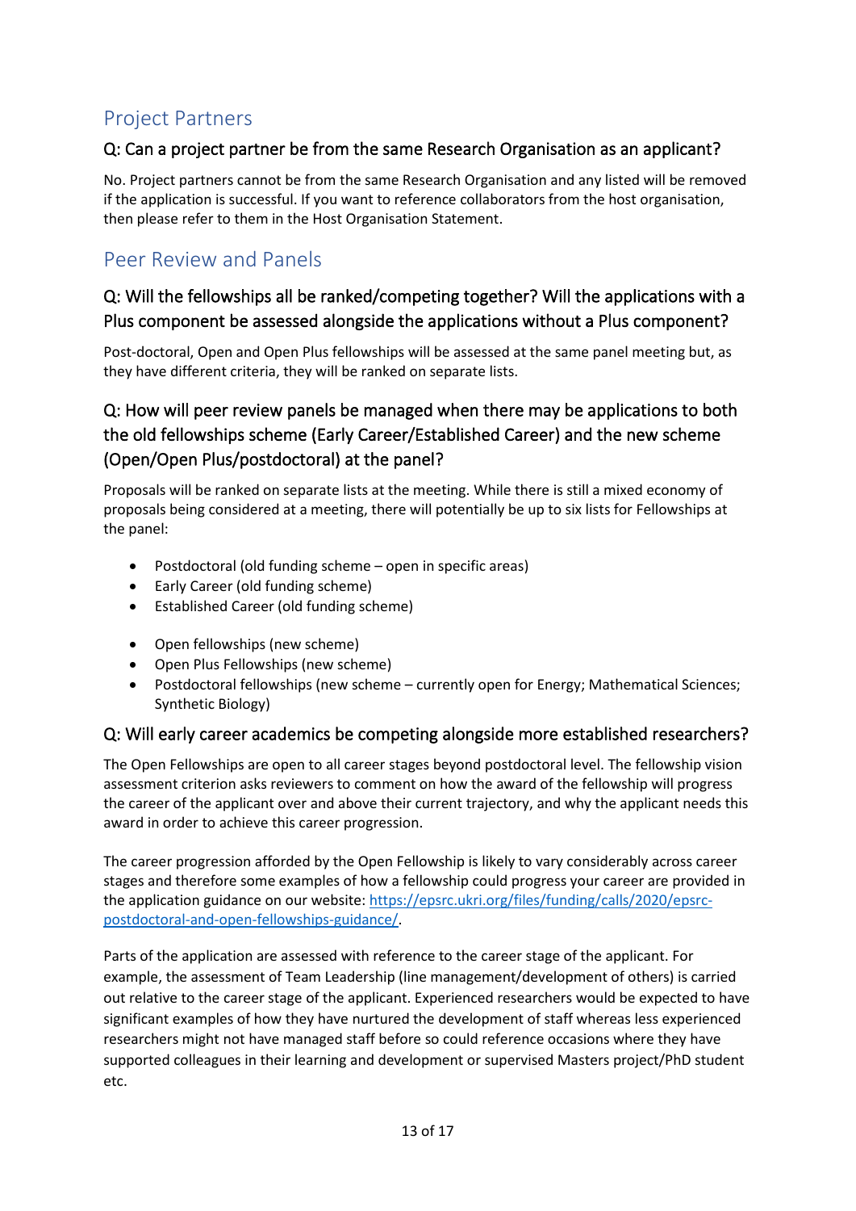## Project Partners

### Q: Can a project partner be from the same Research Organisation as an applicant?

No. Project partners cannot be from the same Research Organisation and any listed will be removed if the application is successful. If you want to reference collaborators from the host organisation, then please refer to them in the Host Organisation Statement.

## Peer Review and Panels

### Q: Will the fellowships all be ranked/competing together? Will the applications with a Plus component be assessed alongside the applications without a Plus component?

Post-doctoral, Open and Open Plus fellowships will be assessed at the same panel meeting but, as they have different criteria, they will be ranked on separate lists.

### Q: How will peer review panels be managed when there may be applications to both the old fellowships scheme (Early Career/Established Career) and the new scheme (Open/Open Plus/postdoctoral) at the panel?

Proposals will be ranked on separate lists at the meeting. While there is still a mixed economy of proposals being considered at a meeting, there will potentially be up to six lists for Fellowships at the panel:

- Postdoctoral (old funding scheme – open in specific areas)
- Early Career (old funding scheme)
- Established Career (old funding scheme)

- Open fellowships (new scheme)
- Open Plus Fellowships (new scheme)
- Postdoctoral fellowships (new scheme – currently open for Energy; Mathematical Sciences; Synthetic Biology)

### Q: Will early career academics be competing alongside more established researchers?

The Open Fellowships are open to all career stages beyond postdoctoral level. The fellowship vision assessment criterion asks reviewers to comment on how the award of the fellowship will progress the career of the applicant over and above their current trajectory, and why the applicant needs this award in order to achieve this career progression.

The career progression afforded by the Open Fellowship is likely to vary considerably across career stages and therefore some examples of how a fellowship could progress your career are provided in the application guidance on our website: [https://epsrc.ukri.org/files/funding/calls/2020/epsrc-postdoctoral-and-open-fellowships-guidance/](https://epsrc.ukri.org/files/funding/calls/2020/epsrc-postdoctoral-and-open-fellowships-guidance/).

Parts of the application are assessed with reference to the career stage of the applicant. For example, the assessment of Team Leadership (line management/development of others) is carried out relative to the career stage of the applicant. Experienced researchers would be expected to have significant examples of how they have nurtured the development of staff whereas less experienced researchers might not have managed staff before so could reference occasions where they have supported colleagues in their learning and development or supervised Masters project/PhD student etc.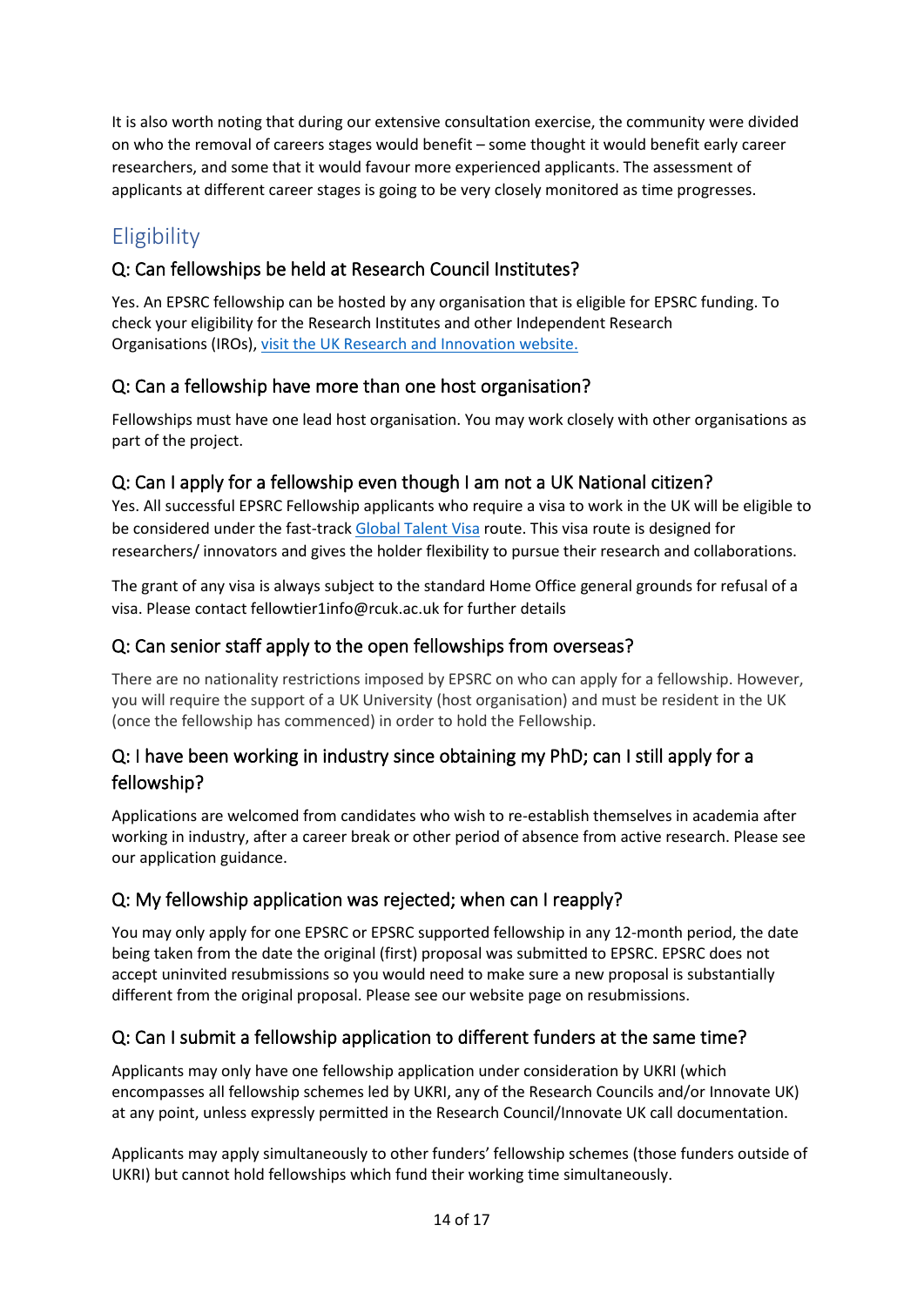It is also worth noting that during our extensive consultation exercise, the community were divided on who the removal of careers stages would benefit – some thought it would benefit early career researchers, and some that it would favour more experienced applicants. The assessment of applicants at different career stages is going to be very closely monitored as time progresses.

## Eligibility

### Q: Can fellowships be held at Research Council Institutes?

Yes. An EPSRC fellowship can be hosted by any organisation that is eligible for EPSRC funding. To check your eligibility for the Research Institutes and other Independent Research Organisations (IROs), visit the UK Research and Innovation website.

### Q: Can a fellowship have more than one host organisation?

Fellowships must have one lead host organisation. You may work closely with other organisations as part of the project.

### Q: Can I apply for a fellowship even though I am not a UK National citizen?

Yes. All successful EPSRC Fellowship applicants who require a visa to work in the UK will be eligible to be considered under the fast-track Global Talent Visa route. This visa route is designed for researchers/ innovators and gives the holder flexibility to pursue their research and collaborations.

The grant of any visa is always subject to the standard Home Office general grounds for refusal of a visa. Please contact fellowtier1info@rcuk.ac.uk for further details

### Q: Can senior staff apply to the open fellowships from overseas?

There are no nationality restrictions imposed by EPSRC on who can apply for a fellowship. However, you will require the support of a UK University (host organisation) and must be resident in the UK (once the fellowship has commenced) in order to hold the Fellowship.

### Q: I have been working in industry since obtaining my PhD; can I still apply for a fellowship?

Applications are welcomed from candidates who wish to re-establish themselves in academia after working in industry, after a career break or other period of absence from active research. Please see our application guidance.

### Q: My fellowship application was rejected; when can I reapply?

You may only apply for one EPSRC or EPSRC supported fellowship in any 12-month period, the date being taken from the date the original (first) proposal was submitted to EPSRC. EPSRC does not accept uninvited resubmissions so you would need to make sure a new proposal is substantially different from the original proposal. Please see our website page on resubmissions.

### Q: Can I submit a fellowship application to different funders at the same time?

Applicants may only have one fellowship application under consideration by UKRI (which encompasses all fellowship schemes led by UKRI, any of the Research Councils and/or Innovate UK) at any point, unless expressly permitted in the Research Council/Innovate UK call documentation.

Applicants may apply simultaneously to other funders' fellowship schemes (those funders outside of UKRI) but cannot hold fellowships which fund their working time simultaneously.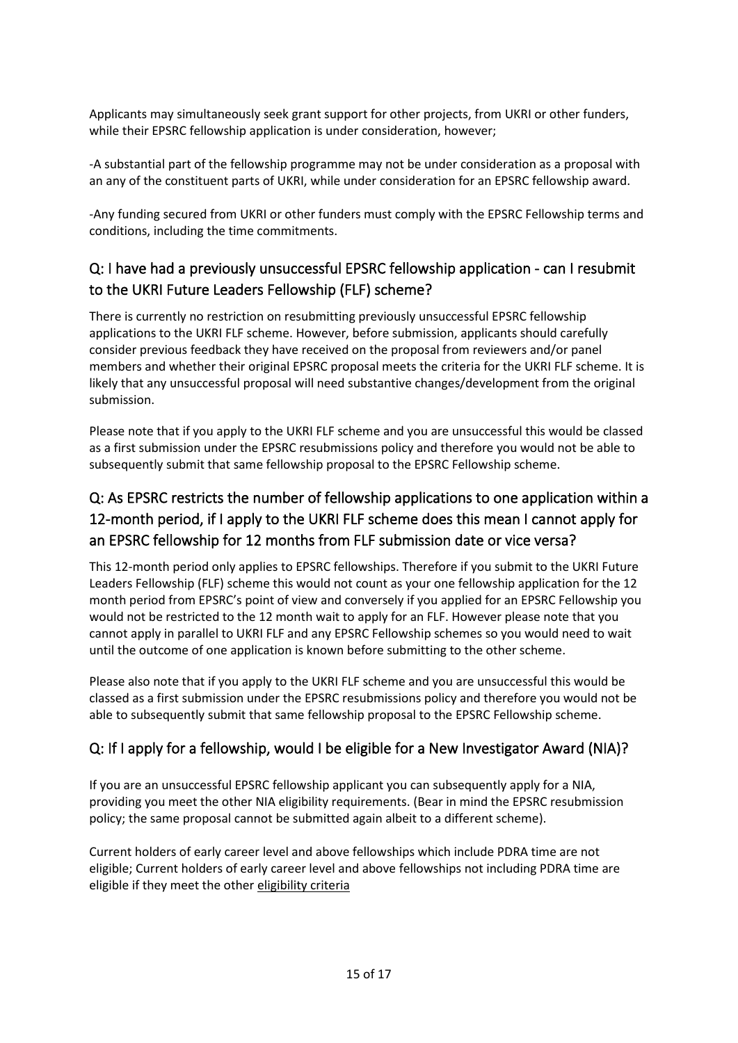Applicants may simultaneously seek grant support for other projects, from UKRI or other funders, while their EPSRC fellowship application is under consideration, however;

-A substantial part of the fellowship programme may not be under consideration as a proposal with an any of the constituent parts of UKRI, while under consideration for an EPSRC fellowship award.

-Any funding secured from UKRI or other funders must comply with the EPSRC Fellowship terms and conditions, including the time commitments.

## Q: I have had a previously unsuccessful EPSRC fellowship application - can I resubmit to the UKRI Future Leaders Fellowship (FLF) scheme?

There is currently no restriction on resubmitting previously unsuccessful EPSRC fellowship applications to the UKRI FLF scheme. However, before submission, applicants should carefully consider previous feedback they have received on the proposal from reviewers and/or panel members and whether their original EPSRC proposal meets the criteria for the UKRI FLF scheme. It is likely that any unsuccessful proposal will need substantive changes/development from the original submission.

Please note that if you apply to the UKRI FLF scheme and you are unsuccessful this would be classed as a first submission under the EPSRC resubmissions policy and therefore you would not be able to subsequently submit that same fellowship proposal to the EPSRC Fellowship scheme.

## Q: As EPSRC restricts the number of fellowship applications to one application within a 12-month period, if I apply to the UKRI FLF scheme does this mean I cannot apply for an EPSRC fellowship for 12 months from FLF submission date or vice versa?

This 12-month period only applies to EPSRC fellowships. Therefore if you submit to the UKRI Future Leaders Fellowship (FLF) scheme this would not count as your one fellowship application for the 12 month period from EPSRC's point of view and conversely if you applied for an EPSRC Fellowship you would not be restricted to the 12 month wait to apply for an FLF. However please note that you cannot apply in parallel to UKRI FLF and any EPSRC Fellowship schemes so you would need to wait until the outcome of one application is known before submitting to the other scheme.

Please also note that if you apply to the UKRI FLF scheme and you are unsuccessful this would be classed as a first submission under the EPSRC resubmissions policy and therefore you would not be able to subsequently submit that same fellowship proposal to the EPSRC Fellowship scheme.

## Q: If I apply for a fellowship, would I be eligible for a New Investigator Award (NIA)?

If you are an unsuccessful EPSRC fellowship applicant you can subsequently apply for a NIA, providing you meet the other NIA eligibility requirements. (Bear in mind the EPSRC resubmission policy; the same proposal cannot be submitted again albeit to a different scheme).

Current holders of early career level and above fellowships which include PDRA time are not eligible; Current holders of early career level and above fellowships not including PDRA time are eligible if they meet the other eligibility criteria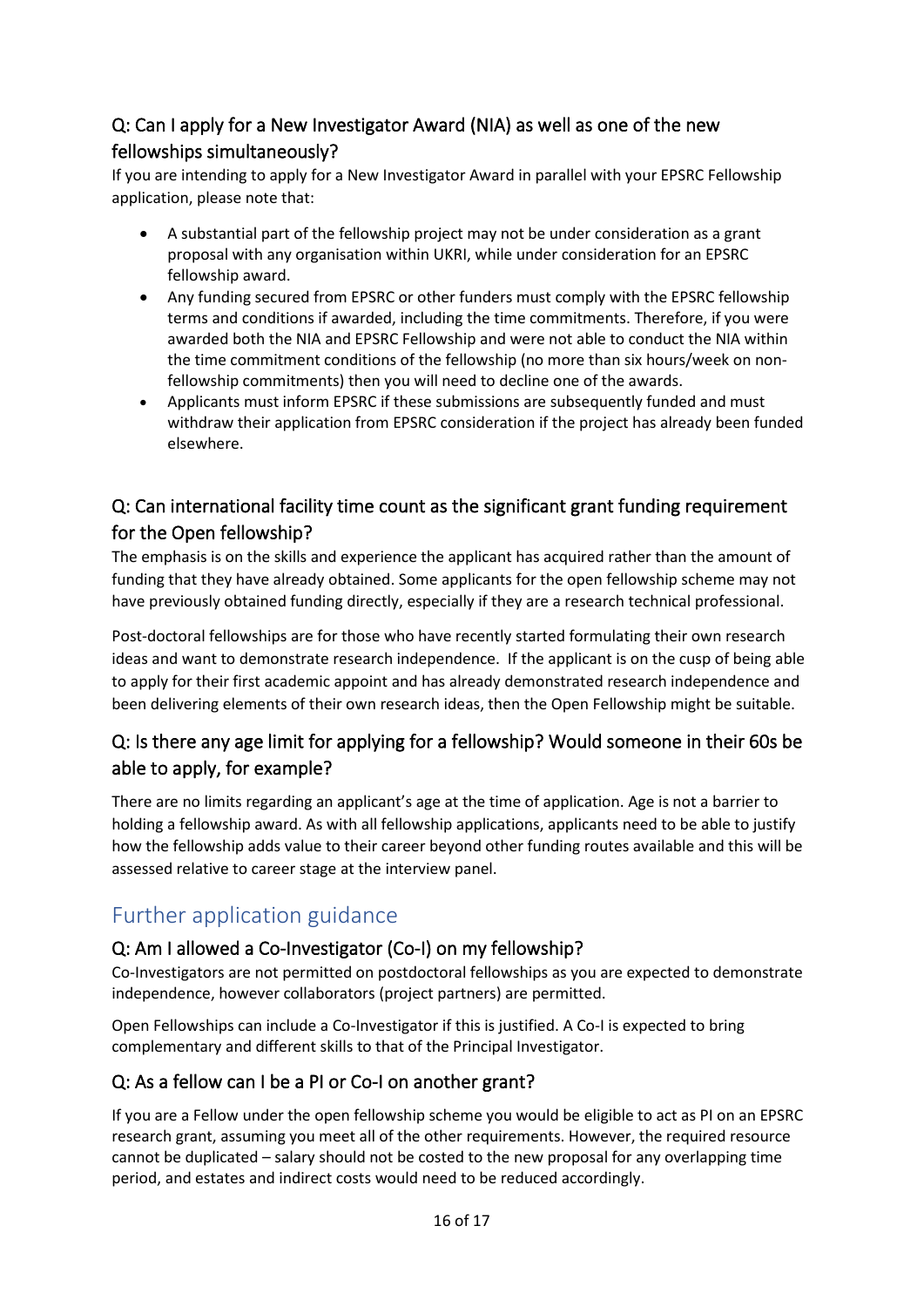### Q: Can I apply for a New Investigator Award (NIA) as well as one of the new fellowships simultaneously?

If you are intending to apply for a New Investigator Award in parallel with your EPSRC Fellowship application, please note that:

- A substantial part of the fellowship project may not be under consideration as a grant proposal with any organisation within UKRI, while under consideration for an EPSRC fellowship award.
- Any funding secured from EPSRC or other funders must comply with the EPSRC fellowship terms and conditions if awarded, including the time commitments. Therefore, if you were awarded both the NIA and EPSRC Fellowship and were not able to conduct the NIA within the time commitment conditions of the fellowship (no more than six hours/week on non-fellowship commitments) then you will need to decline one of the awards.
- Applicants must inform EPSRC if these submissions are subsequently funded and must withdraw their application from EPSRC consideration if the project has already been funded elsewhere.

### Q: Can international facility time count as the significant grant funding requirement for the Open fellowship?

The emphasis is on the skills and experience the applicant has acquired rather than the amount of funding that they have already obtained. Some applicants for the open fellowship scheme may not have previously obtained funding directly, especially if they are a research technical professional.

Post-doctoral fellowships are for those who have recently started formulating their own research ideas and want to demonstrate research independence. If the applicant is on the cusp of being able to apply for their first academic appoint and has already demonstrated research independence and been delivering elements of their own research ideas, then the Open Fellowship might be suitable.

### Q: Is there any age limit for applying for a fellowship? Would someone in their 60s be able to apply, for example?

There are no limits regarding an applicant's age at the time of application. Age is not a barrier to holding a fellowship award. As with all fellowship applications, applicants need to be able to justify how the fellowship adds value to their career beyond other funding routes available and this will be assessed relative to career stage at the interview panel.

## Further application guidance

### Q: Am I allowed a Co-Investigator (Co-I) on my fellowship?

Co-Investigators are not permitted on postdoctoral fellowships as you are expected to demonstrate independence, however collaborators (project partners) are permitted.

Open Fellowships can include a Co-Investigator if this is justified. A Co-I is expected to bring complementary and different skills to that of the Principal Investigator.

### Q: As a fellow can I be a PI or Co-I on another grant?

If you are a Fellow under the open fellowship scheme you would be eligible to act as PI on an EPSRC research grant, assuming you meet all of the other requirements. However, the required resource cannot be duplicated – salary should not be costed to the new proposal for any overlapping time period, and estates and indirect costs would need to be reduced accordingly.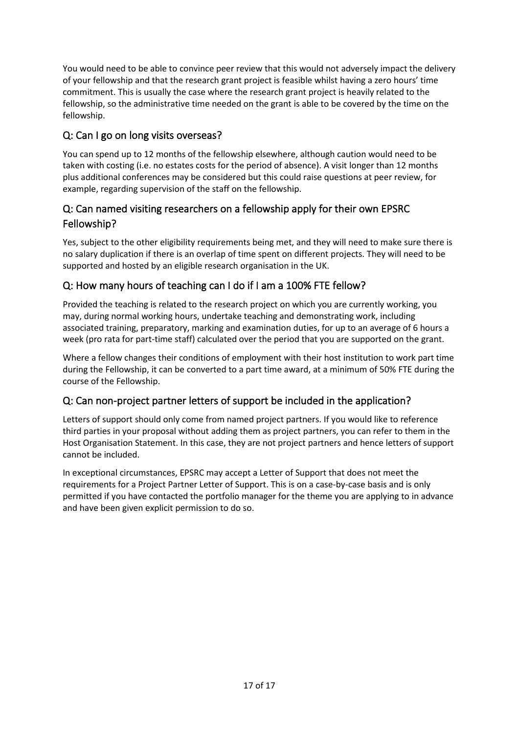You would need to be able to convince peer review that this would not adversely impact the delivery of your fellowship and that the research grant project is feasible whilst having a zero hours' time commitment. This is usually the case where the research grant project is heavily related to the fellowship, so the administrative time needed on the grant is able to be covered by the time on the fellowship.

## Q: Can I go on long visits overseas?

You can spend up to 12 months of the fellowship elsewhere, although caution would need to be taken with costing (i.e. no estates costs for the period of absence). A visit longer than 12 months plus additional conferences may be considered but this could raise questions at peer review, for example, regarding supervision of the staff on the fellowship.

## Q: Can named visiting researchers on a fellowship apply for their own EPSRC Fellowship?

Yes, subject to the other eligibility requirements being met, and they will need to make sure there is no salary duplication if there is an overlap of time spent on different projects. They will need to be supported and hosted by an eligible research organisation in the UK.

## Q: How many hours of teaching can I do if I am a 100% FTE fellow?

Provided the teaching is related to the research project on which you are currently working, you may, during normal working hours, undertake teaching and demonstrating work, including associated training, preparatory, marking and examination duties, for up to an average of 6 hours a week (pro rata for part-time staff) calculated over the period that you are supported on the grant.

Where a fellow changes their conditions of employment with their host institution to work part time during the Fellowship, it can be converted to a part time award, at a minimum of 50% FTE during the course of the Fellowship.

## Q: Can non-project partner letters of support be included in the application?

Letters of support should only come from named project partners. If you would like to reference third parties in your proposal without adding them as project partners, you can refer to them in the Host Organisation Statement. In this case, they are not project partners and hence letters of support cannot be included.

In exceptional circumstances, EPSRC may accept a Letter of Support that does not meet the requirements for a Project Partner Letter of Support. This is on a case-by-case basis and is only permitted if you have contacted the portfolio manager for the theme you are applying to in advance and have been given explicit permission to do so.